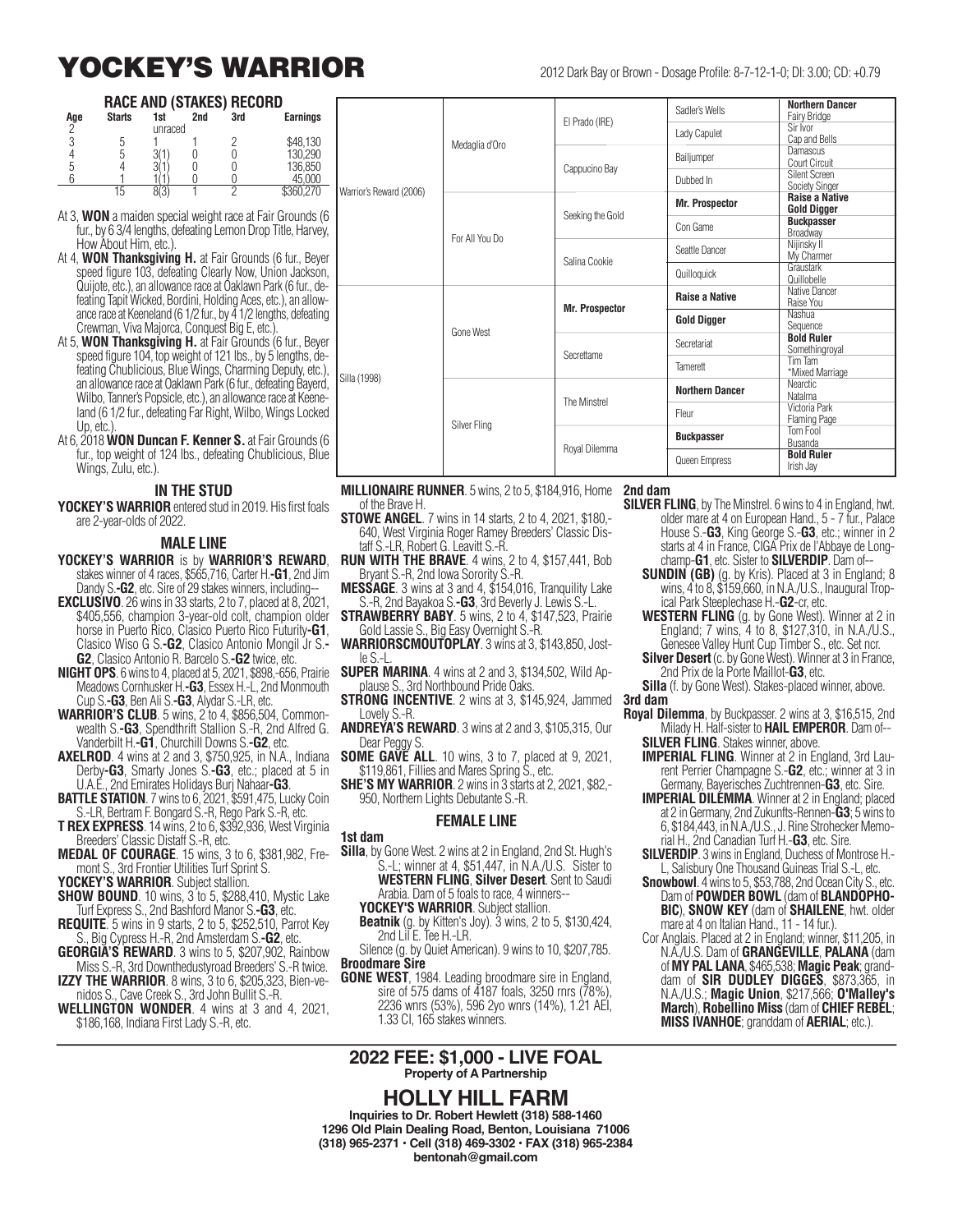# YOCKEY'S WARRIOR

2012 Dark Bay or Brown - Dosage Profile: 8-7-12-1-0; DI: 3.00; CD: +0.79

### RACE AND (STAKES) RECORD

| Age | Starts | 1st | 2nd | 3rd | Earnings |
|---|---|---|---|---|---|
| 2 | | unraced | | | |
| 3 | 5 | 1 | 1 | 2 | $48,130 |
| 4 | 5 | 3(1) | 0 | 0 | 130,290 |
| 5 | 4 | 3(1) | 0 | 0 | 136,850 |
| 6 | 1 | 1(1) | 0 | 0 | 45,000 |
| | 15 | 8(3) | 1 | 2 | $360,270 |

At 3, **WON** a maiden special weight race at Fair Grounds (6 fur., by 6 3/4 lengths, defeating Lemon Drop Title, Harvey, How About Him, etc.).

At 4, **WON Thanksgiving H.** at Fair Grounds (6 fur., Beyer speed figure 103, defeating Clearly Now, Union Jackson, Quijote, etc.), an allowance race at Oaklawn Park (6 fur., defeating Tapit Wicked, Bordini, Holding Aces, etc.), an allowance race at Keeneland (6 1/2 fur., by 4 1/2 lengths, defeating Crewman, Viva Majorca, Conquest Big E, etc.).

At 5, **WON Thanksgiving H.** at Fair Grounds (6 fur., Beyer speed figure 104, top weight of 121 lbs., by 5 lengths, defeating Chublicious, Blue Wings, Charming Deputy, etc.), an allowance race at Oaklawn Park (6 fur., defeating Bayerd, Wilbo, Tanner's Popsicle, etc.), an allowance race at Keeneland (6 1/2 fur., defeating Far Right, Wilbo, Wings Locked Up, etc.).

At 6, 2018 **WON Duncan F. Kenner S.** at Fair Grounds (6 fur., top weight of 124 lbs., defeating Chublicious, Blue Wings, Zulu, etc.).

| | | | | |
|---|---|---|---|---|
| Warrior's Reward (2006) | Medaglia d'Oro | El Prado (IRE) | Sadler's Wells | **Northern Dancer** Fairy Bridge |
| | | | Lady Capulet | Sir Ivor Cap and Bells |
| | | Cappucino Bay | Bailjumper | Damascus Court Circuit |
| | | | Dubbed In | Silent Screen Society Singer |
| | For All You Do | Seeking the Gold | **Mr. Prospector** | **Raise a Native** **Gold Digger** |
| | | | Con Game | **Buckpasser** Broadway |
| | | Salina Cookie | Seattle Dancer | Nijinsky II My Charmer |
| | | | Quilloquick | Graustark Quillobelle |
| Silla (1998) | Gone West | **Mr. Prospector** | **Raise a Native** | Native Dancer Raise You |
| | | | **Gold Digger** | Nashua Sequence |
| | | Secrettame | Secretariat | **Bold Ruler** Somethingroyal |
| | | | Tamerett | Tim Tam *Mixed Marriage |
| | Silver Fling | The Minstrel | **Northern Dancer** | Nearctic Natalma |
| | | | Fleur | Victoria Park Flaming Page |
| | | Royal Dilemma | **Buckpasser** | Tom Fool Busanda |
| | | | Queen Empress | **Bold Ruler** Irish Jay |

## IN THE STUD

**YOCKEY'S WARRIOR** entered stud in 2019. His first foals are 2-year-olds of 2022.

## MALE LINE

**YOCKEY'S WARRIOR** is by **WARRIOR'S REWARD**, stakes winner of 4 races, $565,716, Carter H.-**G1**, 2nd Jim Dandy S.-**G2**, etc. Sire of 29 stakes winners, including--

**EXCLUSIVO**. 26 wins in 33 starts, 2 to 7, placed at 8, 2021, $405,556, champion 3-year-old colt, champion older horse in Puerto Rico, Clasico Puerto Rico Futurity-**G1**, Clasico Wiso G S.-**G2**, Clasico Antonio Mongil Jr S.-**G2**, Clasico Antonio R. Barcelo S.-**G2** twice, etc.

**NIGHT OPS**. 6 wins to 4, placed at 5, 2021, $898,-656, Prairie Meadows Cornhusker H.-**G3**, Essex H.-L, 2nd Monmouth Cup S.-**G3**, Ben Ali S.-**G3**, Alydar S.-LR, etc.

**WARRIOR'S CLUB**. 5 wins, 2 to 4, $856,504, Commonwealth S.-**G3**, Spendthrift Stallion S.-R, 2nd Alfred G. Vanderbilt H.-**G1**, Churchill Downs S.-**G2**, etc.

**AXELROD**. 4 wins at 2 and 3, $750,925, in N.A., Indiana Derby-**G3**, Smarty Jones S.-**G3**, etc.; placed at 5 in U.A.E., 2nd Emirates Holidays Burj Nahaar-**G3**.

**BATTLE STATION**. 7 wins to 6, 2021, $591,475, Lucky Coin S.-LR, Bertram F. Bongard S.-R, Rego Park S.-R, etc.

**T REX EXPRESS**. 14 wins, 2 to 6, $392,936, West Virginia Breeders' Classic Distaff S.-R, etc.

**MEDAL OF COURAGE**. 15 wins, 3 to 6, $381,982, Fremont S., 3rd Frontier Utilities Turf Sprint S.

**YOCKEY'S WARRIOR**. Subject stallion.

**SHOW BOUND**. 10 wins, 3 to 5, $288,410, Mystic Lake Turf Express S., 2nd Bashford Manor S.-**G3**, etc.

**REQUITE**. 5 wins in 9 starts, 2 to 5, $252,510, Parrot Key S., Big Cypress H.-R, 2nd Amsterdam S.-**G2**, etc.

**GEORGIA'S REWARD**. 3 wins to 5, $207,902, Rainbow Miss S.-R, 3rd Downthedustyroad Breeders' S.-R twice.

**IZZY THE WARRIOR**. 8 wins, 3 to 6, $205,323, Bien-venidos S., Cave Creek S., 3rd John Bullit S.-R.

**WELLINGTON WONDER**. 4 wins at 3 and 4, 2021, $186,168, Indiana First Lady S.-R, etc.

**MILLIONAIRE RUNNER**. 5 wins, 2 to 5, $184,916, Home of the Brave H.

**STOWE ANGEL**. 7 wins in 14 starts, 2 to 4, 2021, $180,-640, West Virginia Roger Ramey Breeders' Classic Distaff S.-LR, Robert G. Leavitt S.-R.

**RUN WITH THE BRAVE**. 4 wins, 2 to 4, $157,441, Bob Bryant S.-R, 2nd Iowa Sorority S.-R.

**MESSAGE**. 3 wins at 3 and 4, $154,016, Tranquility Lake S.-R, 2nd Bayakoa S.-**G3**, 3rd Beverly J. Lewis S.-L.

**STRAWBERRY BABY**. 5 wins, 2 to 4, $147,523, Prairie Gold Lassie S., Big Easy Overnight S.-R.

**WARRIORSCMOUTOPLAY**. 3 wins at 3, $143,850, Jostle S.-L.

**SUPER MARINA**. 4 wins at 2 and 3, $134,502, Wild Applause S., 3rd Northbound Pride Oaks.

**STRONG INCENTIVE**. 2 wins at 3, $145,924, Jammed Lovely S.-R.

**ANDREYA'S REWARD**. 3 wins at 2 and 3, $105,315, Our Dear Peggy S.

**SOME GAVE ALL**. 10 wins, 3 to 7, placed at 9, 2021, $119,861, Fillies and Mares Spring S., etc.

**SHE'S MY WARRIOR**. 2 wins in 3 starts at 2, 2021, $82,-950, Northern Lights Debutante S.-R.

## FEMALE LINE

**1st dam**

**Silla**, by Gone West. 2 wins at 2 in England, 2nd St. Hugh's S.-L; winner at 4, $51,447, in N.A./U.S. Sister to **WESTERN FLING**, **Silver Desert**. Sent to Saudi Arabia. Dam of 5 foals to race, 4 winners--

**YOCKEY'S WARRIOR**. Subject stallion.

**Beatnik** (g. by Kitten's Joy). 3 wins, 2 to 5, $130,424, 2nd Lil E. Tee H.-LR.

Silence (g. by Quiet American). 9 wins to 10, $207,785.

**Broodmare Sire**

**GONE WEST**, 1984. Leading broodmare sire in England, sire of 575 dams of 4187 foals, 3250 rnrs (78%), 2236 wnrs (53%), 596 2yo wnrs (14%), 1.21 AEI, 1.33 CI, 165 stakes winners.

**2nd dam**

**SILVER FLING**, by The Minstrel. 6 wins to 4 in England, hwt. older mare at 4 on European Hand., 5 - 7 fur., Palace House S.-**G3**, King George S.-**G3**, etc.; winner in 2 starts at 4 in France, CIGA Prix de l'Abbaye de Longchamp-**G1**, etc. Sister to **SILVERDIP**. Dam of--

**SUNDIN (GB)** (g. by Kris). Placed at 3 in England; 8 wins, 4 to 8, $159,660, in N.A./U.S., Inaugural Tropical Park Steeplechase H.-**G2**-cr, etc.

**WESTERN FLING** (g. by Gone West). Winner at 2 in England; 7 wins, 4 to 8, $127,310, in N.A./U.S., Genesee Valley Hunt Cup Timber S., etc. Set ncr.

**Silver Desert** (c. by Gone West). Winner at 3 in France, 2nd Prix de la Porte Maillot-**G3**, etc.

**Silla** (f. by Gone West). Stakes-placed winner, above.

**3rd dam**

**Royal Dilemma**, by Buckpasser. 2 wins at 3, $16,515, 2nd Milady H. Half-sister to **HAIL EMPEROR**. Dam of--

**SILVER FLING**. Stakes winner, above.

**IMPERIAL FLING**. Winner at 2 in England, 3rd Laurent Perrier Champagne S.-**G2**, etc.; winner at 3 in Germany, Bayerisches Zuchtrennen-**G3**, etc. Sire.

**IMPERIAL DILEMMA**. Winner at 2 in England; placed at 2 in Germany, 2nd Zukunfts-Rennen-**G3**; 5 wins to 6, $184,443, in N.A./U.S., J. Rine Strohecker Memorial H., 2nd Canadian Turf H.-**G3**, etc. Sire.

**SILVERDIP**. 3 wins in England, Duchess of Montrose H.-L, Salisbury One Thousand Guineas Trial S.-L, etc.

**Snowbowl**. 4 wins to 5, $53,788, 2nd Ocean City S., etc. Dam of **POWDER BOWL** (dam of **BLANDOPHOBIC**), **SNOW KEY** (dam of **SHAILENE**, hwt. older mare at 4 on Italian Hand., 11 - 14 fur.).

Cor Anglais. Placed at 2 in England; winner, $11,205, in N.A./U.S. Dam of **GRANGEVILLE**, **PALANA** (dam of **MY PAL LANA**, $465,538; **Magic Peak**; granddam of **SIR DUDLEY DIGGES**, $873,365, in N.A./U.S.; **Magic Union**, $217,566; **O'Malley's March**), **Robellino Miss** (dam of **CHIEF REBEL**; **MISS IVANHOE**; granddam of **AERIAL**; etc.).

## 2022 FEE: $1,000 - LIVE FOAL

**Property of A Partnership**

## HOLLY HILL FARM

**Inquiries to Dr. Robert Hewlett (318) 588-1460**
**1296 Old Plain Dealing Road, Benton, Louisiana 71006**
**(318) 965-2371 • Cell (318) 469-3302 • FAX (318) 965-2384**
**bentonah@gmail.com**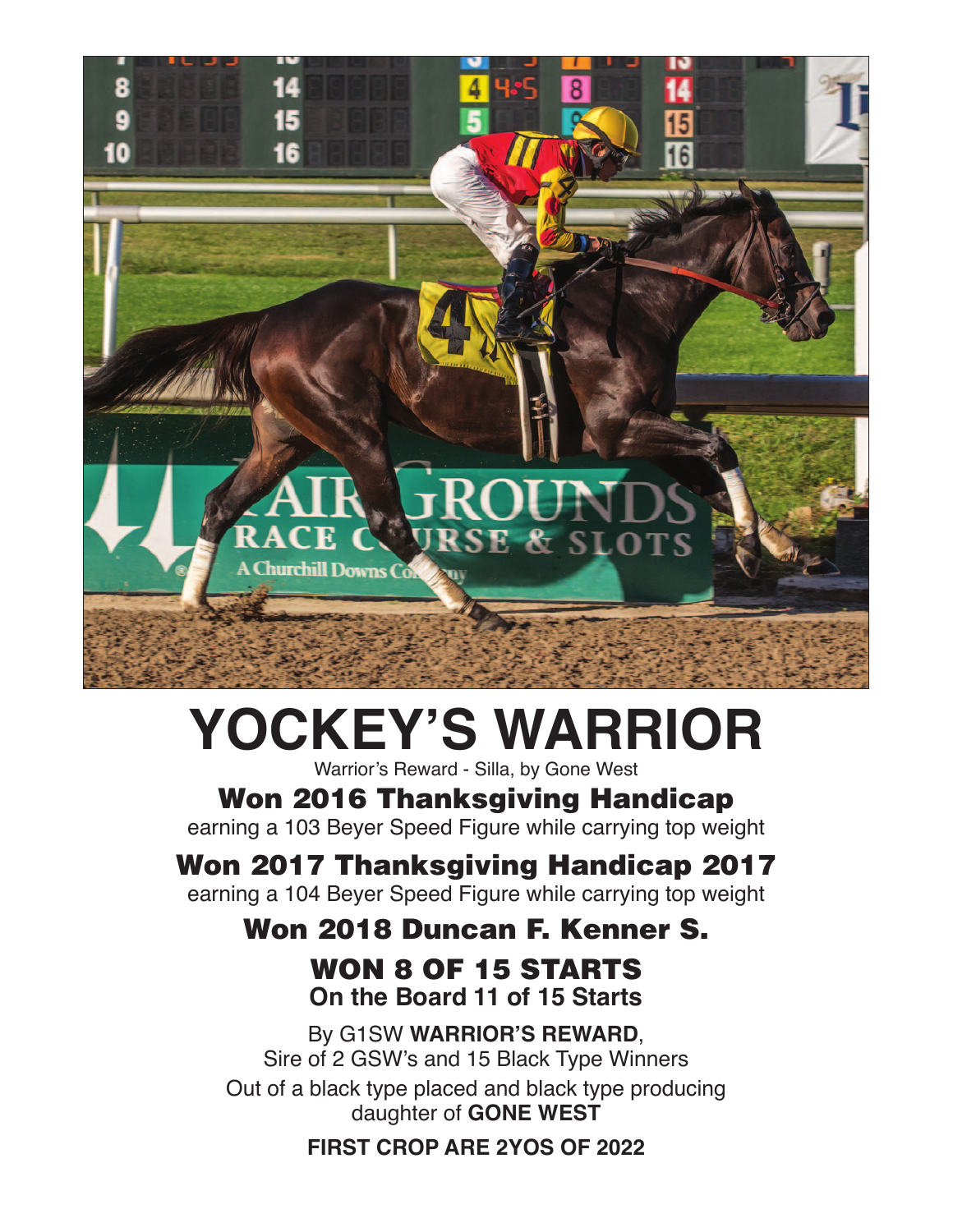# YOCKEY'S WARRIOR

Warrior's Reward - Silla, by Gone West

## Won 2016 Thanksgiving Handicap

earning a 103 Beyer Speed Figure while carrying top weight

## Won 2017 Thanksgiving Handicap 2017

earning a 104 Beyer Speed Figure while carrying top weight

## Won 2018 Duncan F. Kenner S.

## WON 8 OF 15 STARTS

**On the Board 11 of 15 Starts**

By G1SW **WARRIOR'S REWARD**,
Sire of 2 GSW's and 15 Black Type Winners

Out of a black type placed and black type producing daughter of **GONE WEST**

**FIRST CROP ARE 2YOS OF 2022**